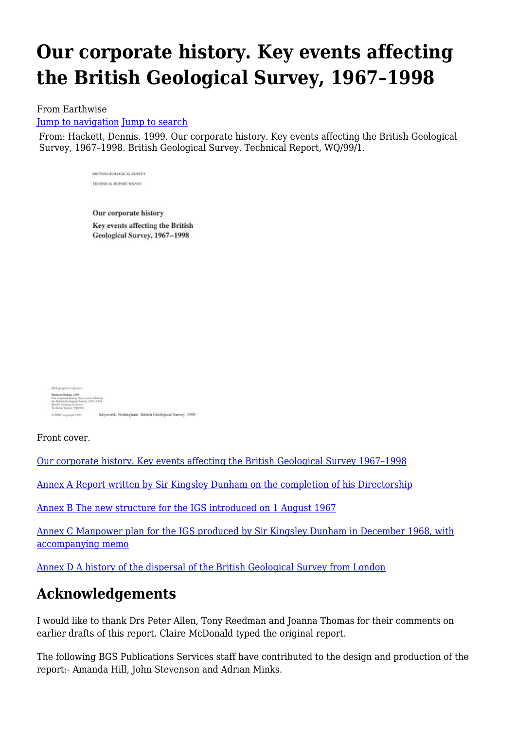# Our corporate history. Key events affecting the British Geological Survey, 1967–1998

From Earthwise

Jump to navigation Jump to search

From: Hackett, Dennis. 1999. Our corporate history. Key events affecting the British Geological Survey, 1967–1998. British Geological Survey. Technical Report, WQ/99/1.

BRITISH GEOLOGICAL SURVEY

TECHNICAL REPORT WQ/99/1

**Our corporate history**

**Key events affecting the British Geological Survey, 1967–1998**

*Bibliographical reference*

**Hackett, Dennis. 1999**

Our corporate history. Key events affecting the British Geological Survey, 1967–1998.

*British Geological Survey Technical Report*, WQ/99/1.

© *NERC copyright 1999*

Keyworth, Nottingham British Geological Survey 1999

Front cover.

Our corporate history. Key events affecting the British Geological Survey 1967–1998

Annex A Report written by Sir Kingsley Dunham on the completion of his Directorship

Annex B The new structure for the IGS introduced on 1 August 1967

Annex C Manpower plan for the IGS produced by Sir Kingsley Dunham in December 1968, with accompanying memo

Annex D A history of the dispersal of the British Geological Survey from London

## Acknowledgements

I would like to thank Drs Peter Allen, Tony Reedman and Joanna Thomas for their comments on earlier drafts of this report. Claire McDonald typed the original report.

The following BGS Publications Services staff have contributed to the design and production of the report:- Amanda Hill, John Stevenson and Adrian Minks.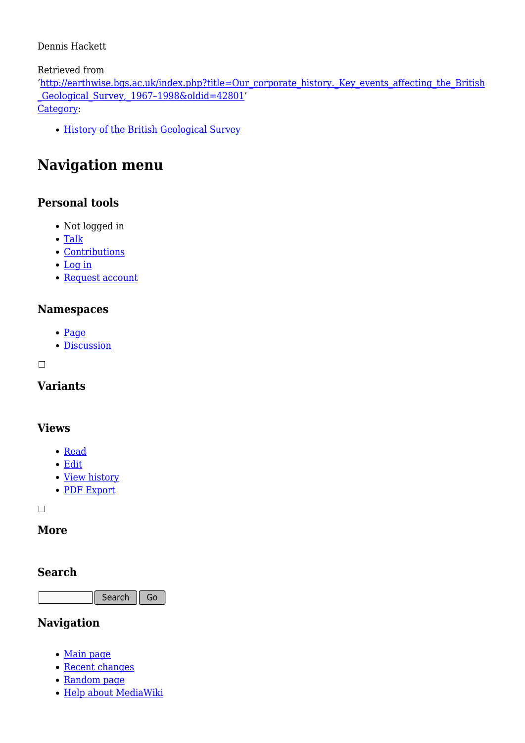Dennis Hackett

Retrieved from 'http://earthwise.bgs.ac.uk/index.php?title=Our_corporate_history._Key_events_affecting_the_British_Geological_Survey,_1967–1998&oldid=42801'

Category:

- History of the British Geological Survey

# Navigation menu

## Personal tools

- Not logged in
- Talk
- Contributions
- Log in
- Request account

## Namespaces

- Page
- Discussion

## Variants

## Views

- Read
- Edit
- View history
- PDF Export

## More

## Search

Search Go

## Navigation

- Main page
- Recent changes
- Random page
- Help about MediaWiki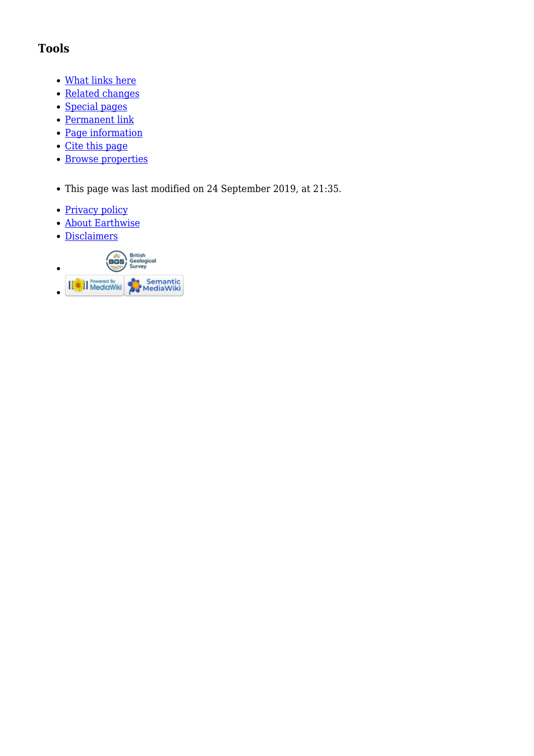### Tools

- What links here
- Related changes
- Special pages
- Permanent link
- Page information
- Cite this page
- Browse properties

- This page was last modified on 24 September 2019, at 21:35.

- Privacy policy
- About Earthwise
- Disclaimers